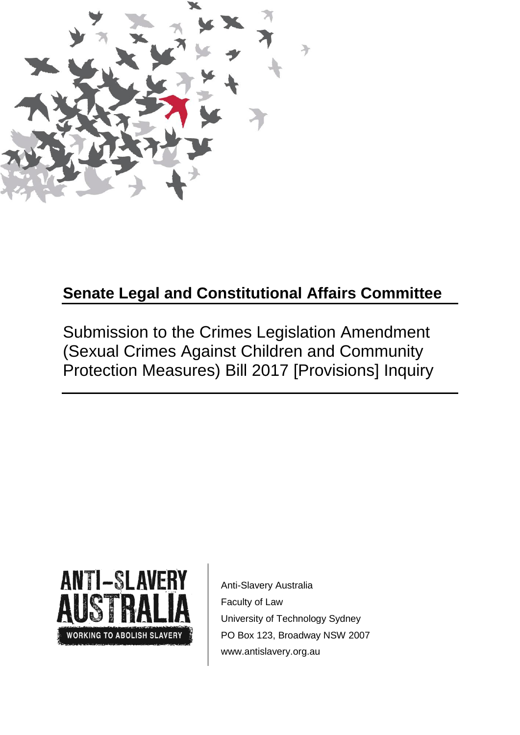# Senate Legal and Constitutional Affairs Committee

Submission to the Crimes Legislation Amendment (Sexual Crimes Against Children and Community Protection Measures) Bill 2017 [Provisions] Inquiry

ANTI-SLAVERY AUSTRALIA
WORKING TO ABOLISH SLAVERY

Anti-Slavery Australia
Faculty of Law
University of Technology Sydney
PO Box 123, Broadway NSW 2007
www.antislavery.org.au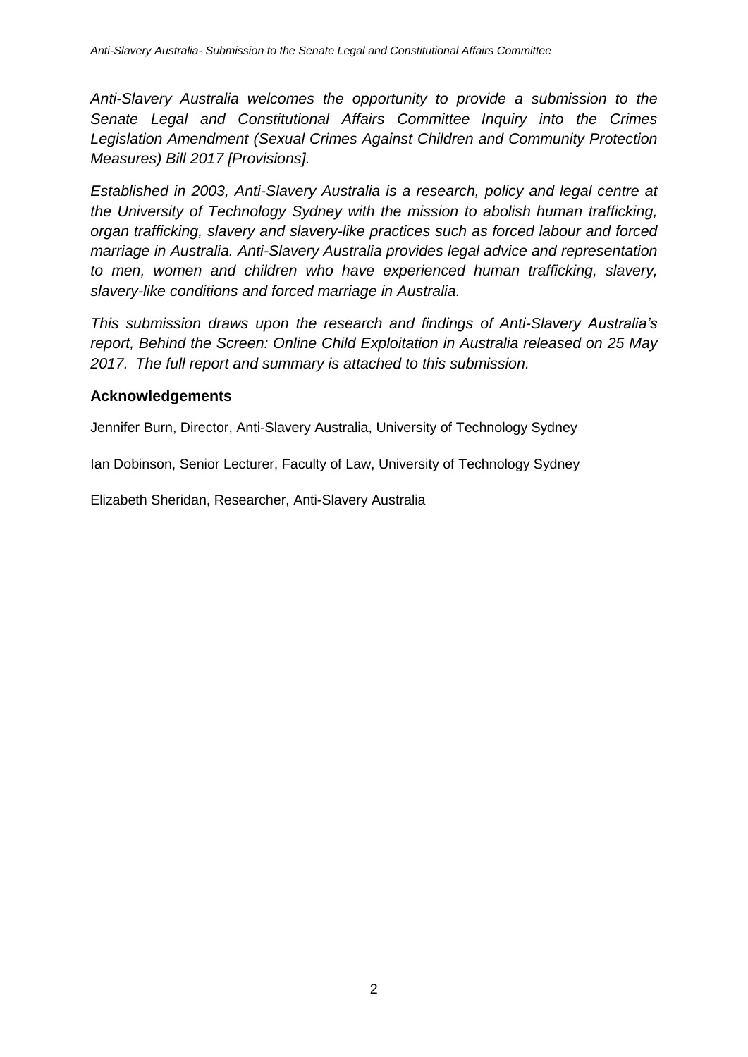*Anti-Slavery Australia welcomes the opportunity to provide a submission to the Senate Legal and Constitutional Affairs Committee Inquiry into the Crimes Legislation Amendment (Sexual Crimes Against Children and Community Protection Measures) Bill 2017 [Provisions].*

*Established in 2003, Anti-Slavery Australia is a research, policy and legal centre at the University of Technology Sydney with the mission to abolish human trafficking, organ trafficking, slavery and slavery-like practices such as forced labour and forced marriage in Australia. Anti-Slavery Australia provides legal advice and representation to men, women and children who have experienced human trafficking, slavery, slavery-like conditions and forced marriage in Australia.*

*This submission draws upon the research and findings of Anti-Slavery Australia's report, Behind the Screen: Online Child Exploitation in Australia released on 25 May 2017. The full report and summary is attached to this submission.*

## Acknowledgements

Jennifer Burn, Director, Anti-Slavery Australia, University of Technology Sydney

Ian Dobinson, Senior Lecturer, Faculty of Law, University of Technology Sydney

Elizabeth Sheridan, Researcher, Anti-Slavery Australia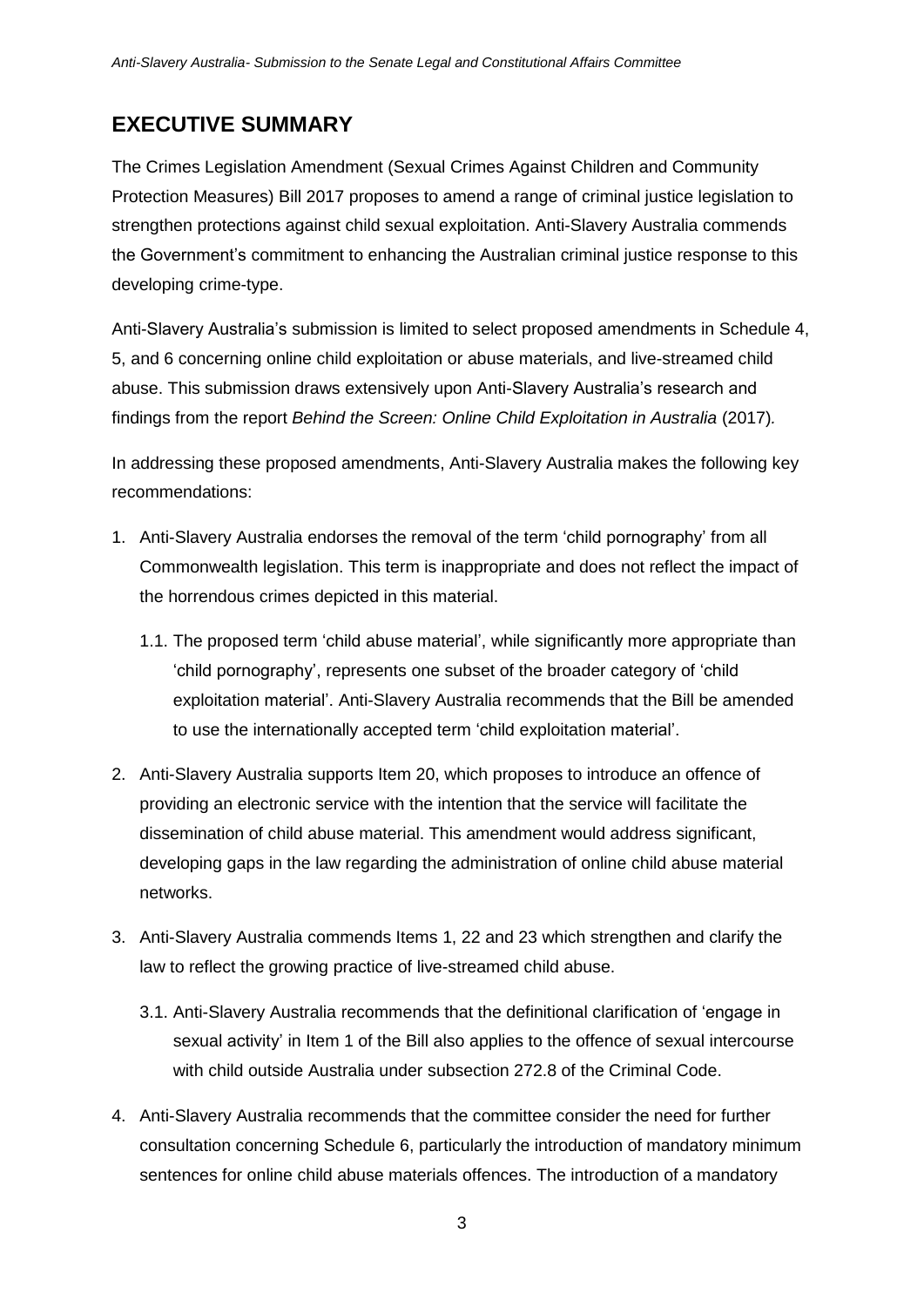## EXECUTIVE SUMMARY

The Crimes Legislation Amendment (Sexual Crimes Against Children and Community Protection Measures) Bill 2017 proposes to amend a range of criminal justice legislation to strengthen protections against child sexual exploitation. Anti-Slavery Australia commends the Government's commitment to enhancing the Australian criminal justice response to this developing crime-type.

Anti-Slavery Australia's submission is limited to select proposed amendments in Schedule 4, 5, and 6 concerning online child exploitation or abuse materials, and live-streamed child abuse. This submission draws extensively upon Anti-Slavery Australia's research and findings from the report *Behind the Screen: Online Child Exploitation in Australia* (2017).

In addressing these proposed amendments, Anti-Slavery Australia makes the following key recommendations:

1. Anti-Slavery Australia endorses the removal of the term 'child pornography' from all Commonwealth legislation. This term is inappropriate and does not reflect the impact of the horrendous crimes depicted in this material.

   1.1. The proposed term 'child abuse material', while significantly more appropriate than 'child pornography', represents one subset of the broader category of 'child exploitation material'. Anti-Slavery Australia recommends that the Bill be amended to use the internationally accepted term 'child exploitation material'.

2. Anti-Slavery Australia supports Item 20, which proposes to introduce an offence of providing an electronic service with the intention that the service will facilitate the dissemination of child abuse material. This amendment would address significant, developing gaps in the law regarding the administration of online child abuse material networks.

3. Anti-Slavery Australia commends Items 1, 22 and 23 which strengthen and clarify the law to reflect the growing practice of live-streamed child abuse.

   3.1. Anti-Slavery Australia recommends that the definitional clarification of 'engage in sexual activity' in Item 1 of the Bill also applies to the offence of sexual intercourse with child outside Australia under subsection 272.8 of the Criminal Code.

4. Anti-Slavery Australia recommends that the committee consider the need for further consultation concerning Schedule 6, particularly the introduction of mandatory minimum sentences for online child abuse materials offences. The introduction of a mandatory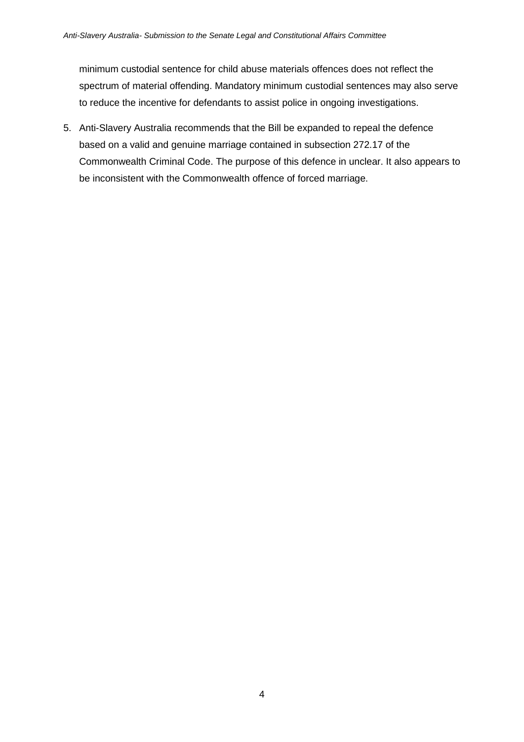minimum custodial sentence for child abuse materials offences does not reflect the spectrum of material offending. Mandatory minimum custodial sentences may also serve to reduce the incentive for defendants to assist police in ongoing investigations.

5. Anti-Slavery Australia recommends that the Bill be expanded to repeal the defence based on a valid and genuine marriage contained in subsection 272.17 of the Commonwealth Criminal Code. The purpose of this defence in unclear. It also appears to be inconsistent with the Commonwealth offence of forced marriage.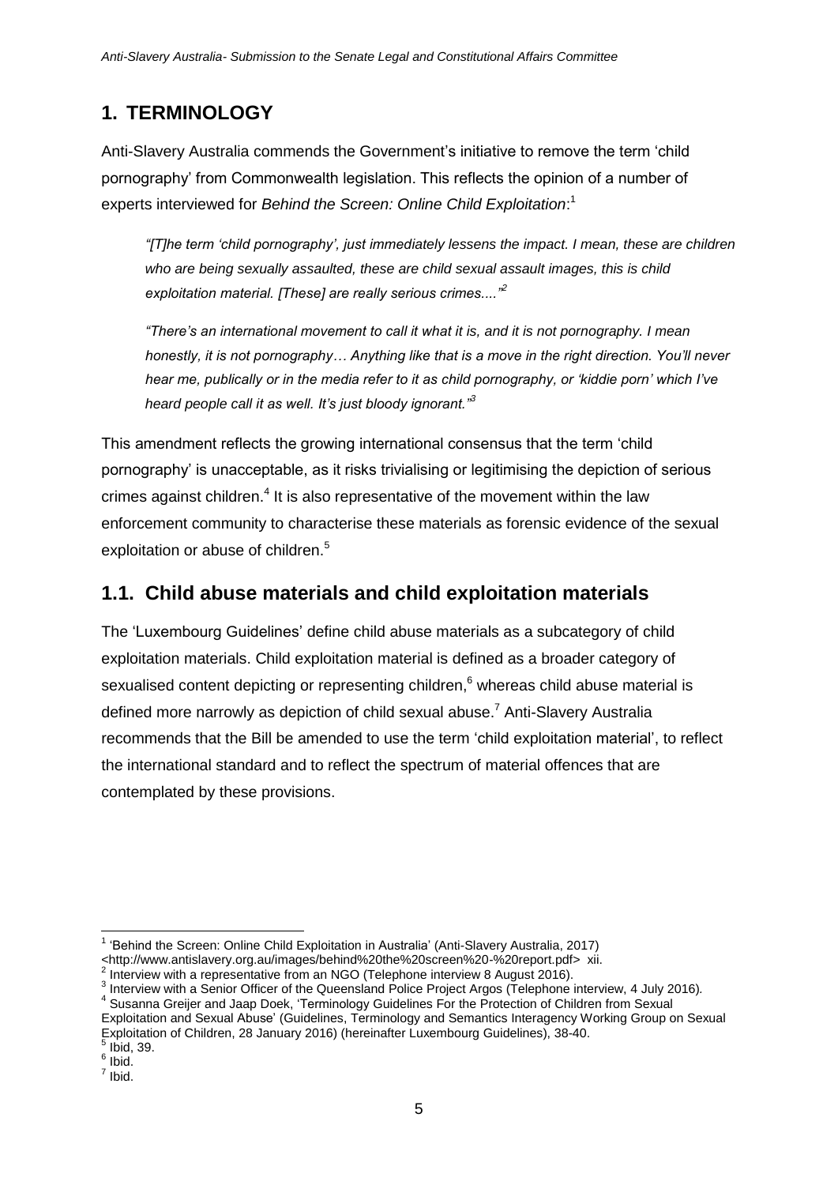## 1. TERMINOLOGY

Anti-Slavery Australia commends the Government's initiative to remove the term 'child pornography' from Commonwealth legislation. This reflects the opinion of a number of experts interviewed for *Behind the Screen: Online Child Exploitation*:[1]

> *"[T]he term 'child pornography', just immediately lessens the impact. I mean, these are children who are being sexually assaulted, these are child sexual assault images, this is child exploitation material. [These] are really serious crimes...."*[2]
>
> *"There's an international movement to call it what it is, and it is not pornography. I mean honestly, it is not pornography… Anything like that is a move in the right direction. You'll never hear me, publically or in the media refer to it as child pornography, or 'kiddie porn' which I've heard people call it as well. It's just bloody ignorant."*[3]

This amendment reflects the growing international consensus that the term 'child pornography' is unacceptable, as it risks trivialising or legitimising the depiction of serious crimes against children.[4] It is also representative of the movement within the law enforcement community to characterise these materials as forensic evidence of the sexual exploitation or abuse of children.[5]

## 1.1. Child abuse materials and child exploitation materials

The 'Luxembourg Guidelines' define child abuse materials as a subcategory of child exploitation materials. Child exploitation material is defined as a broader category of sexualised content depicting or representing children,[6] whereas child abuse material is defined more narrowly as depiction of child sexual abuse.[7] Anti-Slavery Australia recommends that the Bill be amended to use the term 'child exploitation material', to reflect the international standard and to reflect the spectrum of material offences that are contemplated by these provisions.

---

[1] 'Behind the Screen: Online Child Exploitation in Australia' (Anti-Slavery Australia, 2017) <http://www.antislavery.org.au/images/behind%20the%20screen%20-%20report.pdf> xii.

[2] Interview with a representative from an NGO (Telephone interview 8 August 2016).

[3] Interview with a Senior Officer of the Queensland Police Project Argos (Telephone interview, 4 July 2016).

[4] Susanna Greijer and Jaap Doek, 'Terminology Guidelines For the Protection of Children from Sexual Exploitation and Sexual Abuse' (Guidelines, Terminology and Semantics Interagency Working Group on Sexual Exploitation of Children, 28 January 2016) (hereinafter Luxembourg Guidelines), 38-40.

[5] Ibid, 39.

[6] Ibid.

[7] Ibid.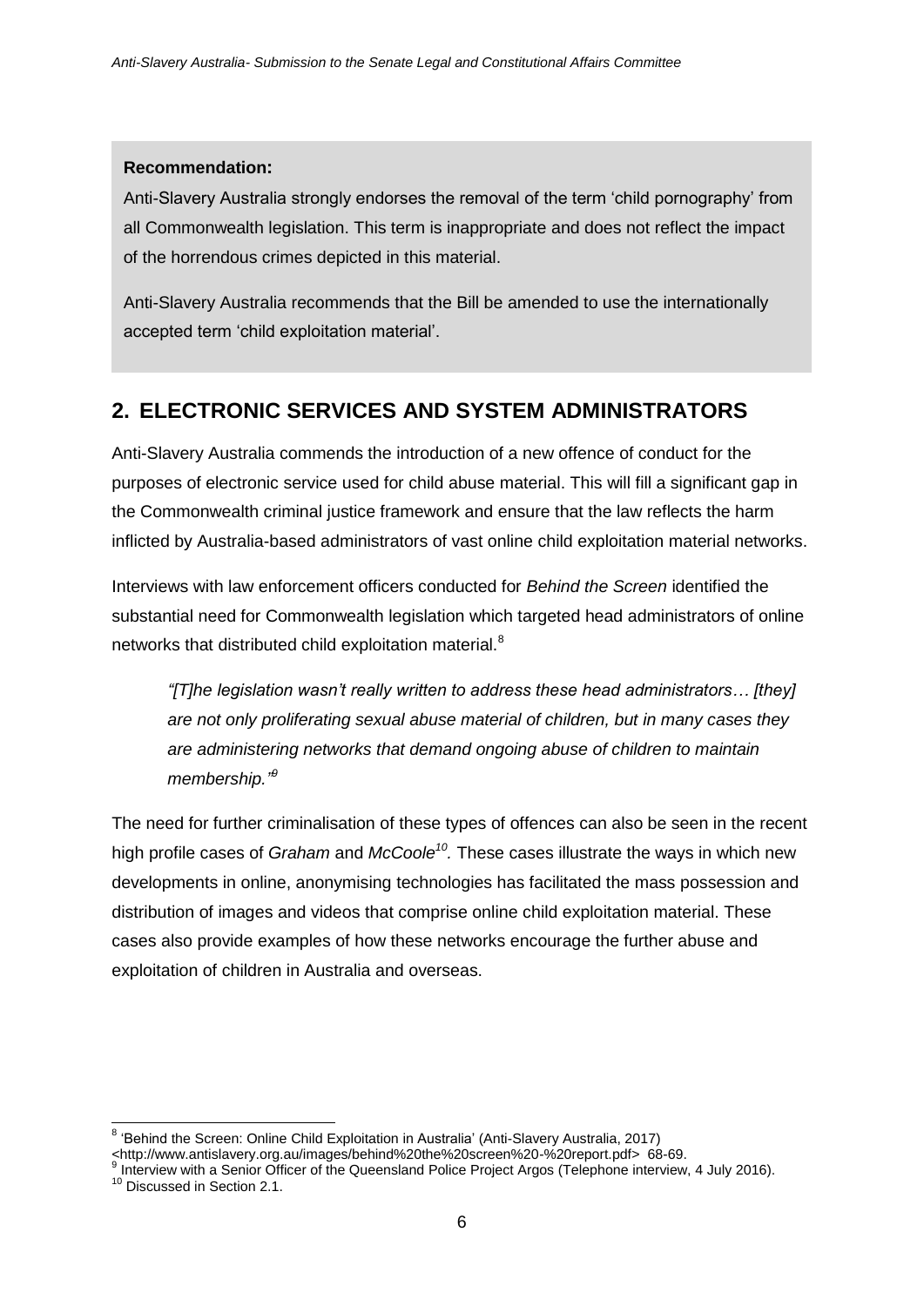**Recommendation:**

Anti-Slavery Australia strongly endorses the removal of the term 'child pornography' from all Commonwealth legislation. This term is inappropriate and does not reflect the impact of the horrendous crimes depicted in this material.

Anti-Slavery Australia recommends that the Bill be amended to use the internationally accepted term 'child exploitation material'.

## 2. ELECTRONIC SERVICES AND SYSTEM ADMINISTRATORS

Anti-Slavery Australia commends the introduction of a new offence of conduct for the purposes of electronic service used for child abuse material. This will fill a significant gap in the Commonwealth criminal justice framework and ensure that the law reflects the harm inflicted by Australia-based administrators of vast online child exploitation material networks.

Interviews with law enforcement officers conducted for *Behind the Screen* identified the substantial need for Commonwealth legislation which targeted head administrators of online networks that distributed child exploitation material.[8]

> *"[T]he legislation wasn't really written to address these head administrators… [they] are not only proliferating sexual abuse material of children, but in many cases they are administering networks that demand ongoing abuse of children to maintain membership."*[9]

The need for further criminalisation of these types of offences can also be seen in the recent high profile cases of *Graham* and *McCoole*[10]. These cases illustrate the ways in which new developments in online, anonymising technologies has facilitated the mass possession and distribution of images and videos that comprise online child exploitation material. These cases also provide examples of how these networks encourage the further abuse and exploitation of children in Australia and overseas.

---

[8] 'Behind the Screen: Online Child Exploitation in Australia' (Anti-Slavery Australia, 2017) <http://www.antislavery.org.au/images/behind%20the%20screen%20-%20report.pdf> 68-69.

[9] Interview with a Senior Officer of the Queensland Police Project Argos (Telephone interview, 4 July 2016).

[10] Discussed in Section 2.1.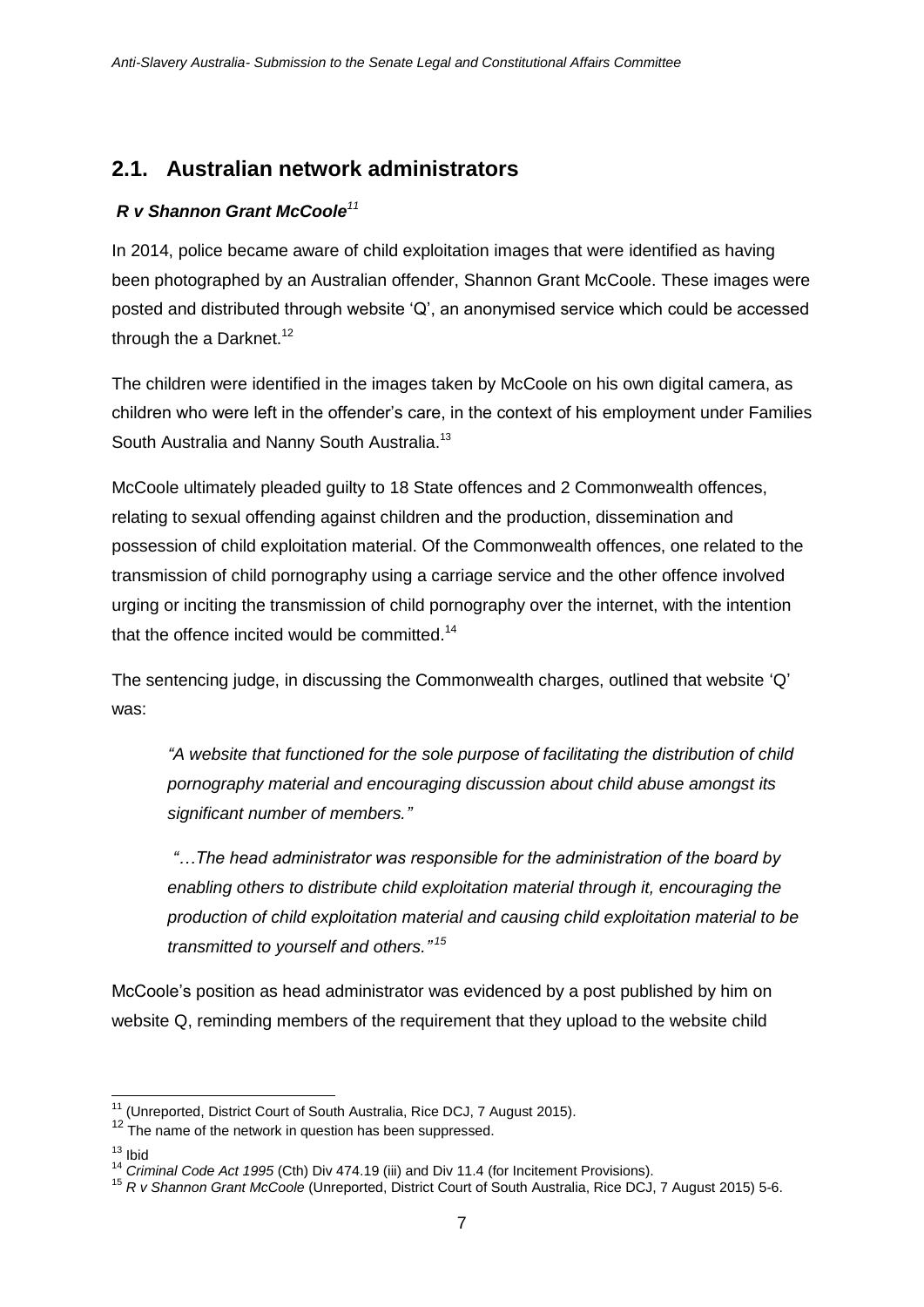## 2.1. Australian network administrators

***R v Shannon Grant McCoole***[11]

In 2014, police became aware of child exploitation images that were identified as having been photographed by an Australian offender, Shannon Grant McCoole. These images were posted and distributed through website 'Q', an anonymised service which could be accessed through the a Darknet.[12]

The children were identified in the images taken by McCoole on his own digital camera, as children who were left in the offender's care, in the context of his employment under Families South Australia and Nanny South Australia.[13]

McCoole ultimately pleaded guilty to 18 State offences and 2 Commonwealth offences, relating to sexual offending against children and the production, dissemination and possession of child exploitation material. Of the Commonwealth offences, one related to the transmission of child pornography using a carriage service and the other offence involved urging or inciting the transmission of child pornography over the internet, with the intention that the offence incited would be committed.[14]

The sentencing judge, in discussing the Commonwealth charges, outlined that website 'Q' was:

> *"A website that functioned for the sole purpose of facilitating the distribution of child pornography material and encouraging discussion about child abuse amongst its significant number of members."*
>
> *"…The head administrator was responsible for the administration of the board by enabling others to distribute child exploitation material through it, encouraging the production of child exploitation material and causing child exploitation material to be transmitted to yourself and others."*[15]

McCoole's position as head administrator was evidenced by a post published by him on website Q, reminding members of the requirement that they upload to the website child

---

[11] (Unreported, District Court of South Australia, Rice DCJ, 7 August 2015).

[12] The name of the network in question has been suppressed.

[13] Ibid

[14] *Criminal Code Act 1995* (Cth) Div 474.19 (iii) and Div 11.4 (for Incitement Provisions).

[15] *R v Shannon Grant McCoole* (Unreported, District Court of South Australia, Rice DCJ, 7 August 2015) 5-6.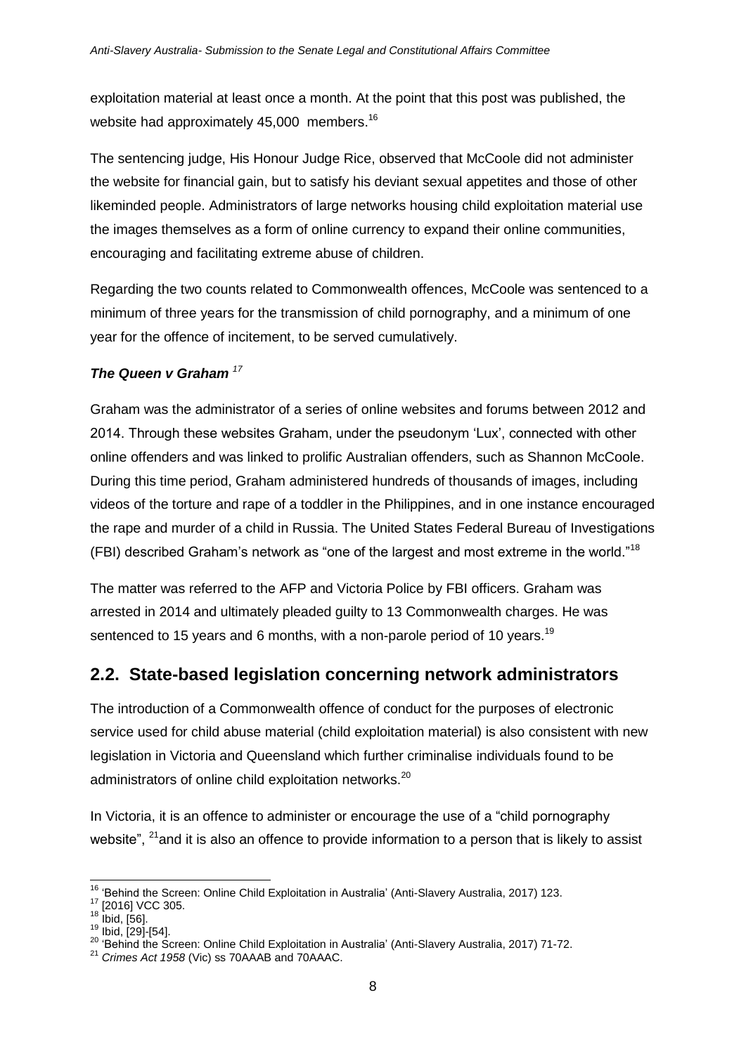exploitation material at least once a month. At the point that this post was published, the website had approximately 45,000 members.[16]

The sentencing judge, His Honour Judge Rice, observed that McCoole did not administer the website for financial gain, but to satisfy his deviant sexual appetites and those of other likeminded people. Administrators of large networks housing child exploitation material use the images themselves as a form of online currency to expand their online communities, encouraging and facilitating extreme abuse of children.

Regarding the two counts related to Commonwealth offences, McCoole was sentenced to a minimum of three years for the transmission of child pornography, and a minimum of one year for the offence of incitement, to be served cumulatively.

***The Queen v Graham*** [17]

Graham was the administrator of a series of online websites and forums between 2012 and 2014. Through these websites Graham, under the pseudonym 'Lux', connected with other online offenders and was linked to prolific Australian offenders, such as Shannon McCoole. During this time period, Graham administered hundreds of thousands of images, including videos of the torture and rape of a toddler in the Philippines, and in one instance encouraged the rape and murder of a child in Russia. The United States Federal Bureau of Investigations (FBI) described Graham's network as "one of the largest and most extreme in the world."[18]

The matter was referred to the AFP and Victoria Police by FBI officers. Graham was arrested in 2014 and ultimately pleaded guilty to 13 Commonwealth charges. He was sentenced to 15 years and 6 months, with a non-parole period of 10 years.[19]

## 2.2. State-based legislation concerning network administrators

The introduction of a Commonwealth offence of conduct for the purposes of electronic service used for child abuse material (child exploitation material) is also consistent with new legislation in Victoria and Queensland which further criminalise individuals found to be administrators of online child exploitation networks.[20]

In Victoria, it is an offence to administer or encourage the use of a "child pornography website", [21]and it is also an offence to provide information to a person that is likely to assist

---

[16] 'Behind the Screen: Online Child Exploitation in Australia' (Anti-Slavery Australia, 2017) 123.
[17] [2016] VCC 305.
[18] Ibid, [56].
[19] Ibid, [29]-[54].
[20] 'Behind the Screen: Online Child Exploitation in Australia' (Anti-Slavery Australia, 2017) 71-72.
[21] *Crimes Act 1958* (Vic) ss 70AAAB and 70AAAC.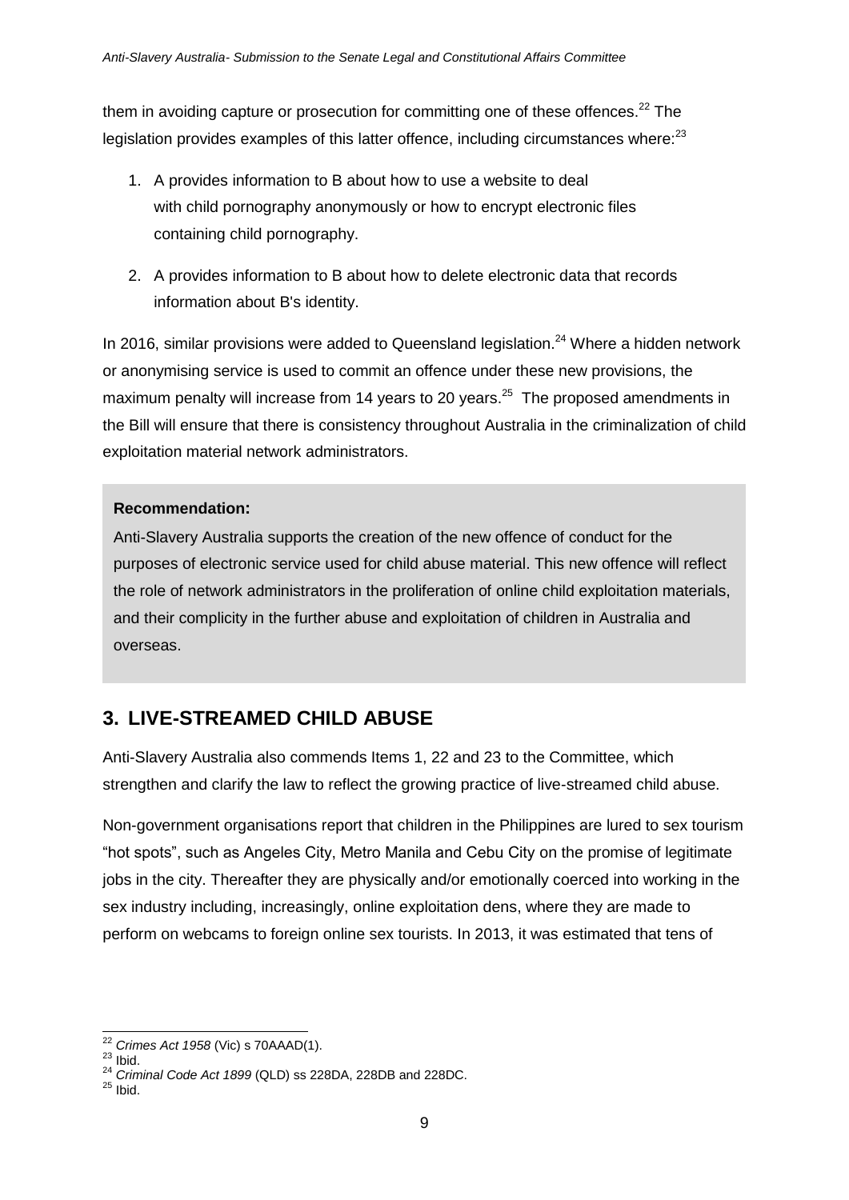them in avoiding capture or prosecution for committing one of these offences.[22] The legislation provides examples of this latter offence, including circumstances where:[23]

1. A provides information to B about how to use a website to deal with child pornography anonymously or how to encrypt electronic files containing child pornography.
2. A provides information to B about how to delete electronic data that records information about B's identity.

In 2016, similar provisions were added to Queensland legislation.[24] Where a hidden network or anonymising service is used to commit an offence under these new provisions, the maximum penalty will increase from 14 years to 20 years.[25] The proposed amendments in the Bill will ensure that there is consistency throughout Australia in the criminalization of child exploitation material network administrators.

**Recommendation:**

Anti-Slavery Australia supports the creation of the new offence of conduct for the purposes of electronic service used for child abuse material. This new offence will reflect the role of network administrators in the proliferation of online child exploitation materials, and their complicity in the further abuse and exploitation of children in Australia and overseas.

## 3. LIVE-STREAMED CHILD ABUSE

Anti-Slavery Australia also commends Items 1, 22 and 23 to the Committee, which strengthen and clarify the law to reflect the growing practice of live-streamed child abuse.

Non-government organisations report that children in the Philippines are lured to sex tourism "hot spots", such as Angeles City, Metro Manila and Cebu City on the promise of legitimate jobs in the city. Thereafter they are physically and/or emotionally coerced into working in the sex industry including, increasingly, online exploitation dens, where they are made to perform on webcams to foreign online sex tourists. In 2013, it was estimated that tens of

---

[22] *Crimes Act 1958* (Vic) s 70AAAD(1).

[23] Ibid.

[24] *Criminal Code Act 1899* (QLD) ss 228DA, 228DB and 228DC.

[25] Ibid.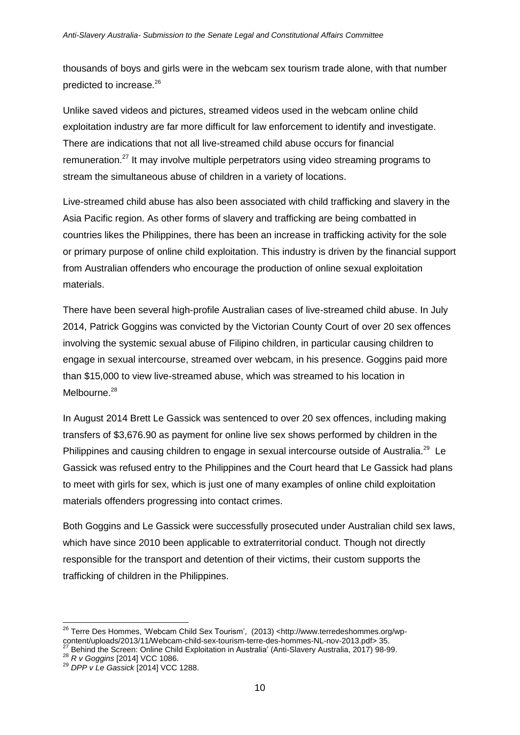thousands of boys and girls were in the webcam sex tourism trade alone, with that number predicted to increase.[26]

Unlike saved videos and pictures, streamed videos used in the webcam online child exploitation industry are far more difficult for law enforcement to identify and investigate. There are indications that not all live-streamed child abuse occurs for financial remuneration.[27] It may involve multiple perpetrators using video streaming programs to stream the simultaneous abuse of children in a variety of locations.

Live-streamed child abuse has also been associated with child trafficking and slavery in the Asia Pacific region. As other forms of slavery and trafficking are being combatted in countries likes the Philippines, there has been an increase in trafficking activity for the sole or primary purpose of online child exploitation. This industry is driven by the financial support from Australian offenders who encourage the production of online sexual exploitation materials.

There have been several high-profile Australian cases of live-streamed child abuse. In July 2014, Patrick Goggins was convicted by the Victorian County Court of over 20 sex offences involving the systemic sexual abuse of Filipino children, in particular causing children to engage in sexual intercourse, streamed over webcam, in his presence. Goggins paid more than $15,000 to view live-streamed abuse, which was streamed to his location in Melbourne.[28]

In August 2014 Brett Le Gassick was sentenced to over 20 sex offences, including making transfers of $3,676.90 as payment for online live sex shows performed by children in the Philippines and causing children to engage in sexual intercourse outside of Australia.[29] Le Gassick was refused entry to the Philippines and the Court heard that Le Gassick had plans to meet with girls for sex, which is just one of many examples of online child exploitation materials offenders progressing into contact crimes.

Both Goggins and Le Gassick were successfully prosecuted under Australian child sex laws, which have since 2010 been applicable to extraterritorial conduct. Though not directly responsible for the transport and detention of their victims, their custom supports the trafficking of children in the Philippines.

---

[26] Terre Des Hommes, 'Webcam Child Sex Tourism', (2013) <http://www.terredeshommes.org/wp-content/uploads/2013/11/Webcam-child-sex-tourism-terre-des-hommes-NL-nov-2013.pdf> 35.

[27] Behind the Screen: Online Child Exploitation in Australia' (Anti-Slavery Australia, 2017) 98-99.

[28] *R v Goggins* [2014] VCC 1086.

[29] *DPP v Le Gassick* [2014] VCC 1288.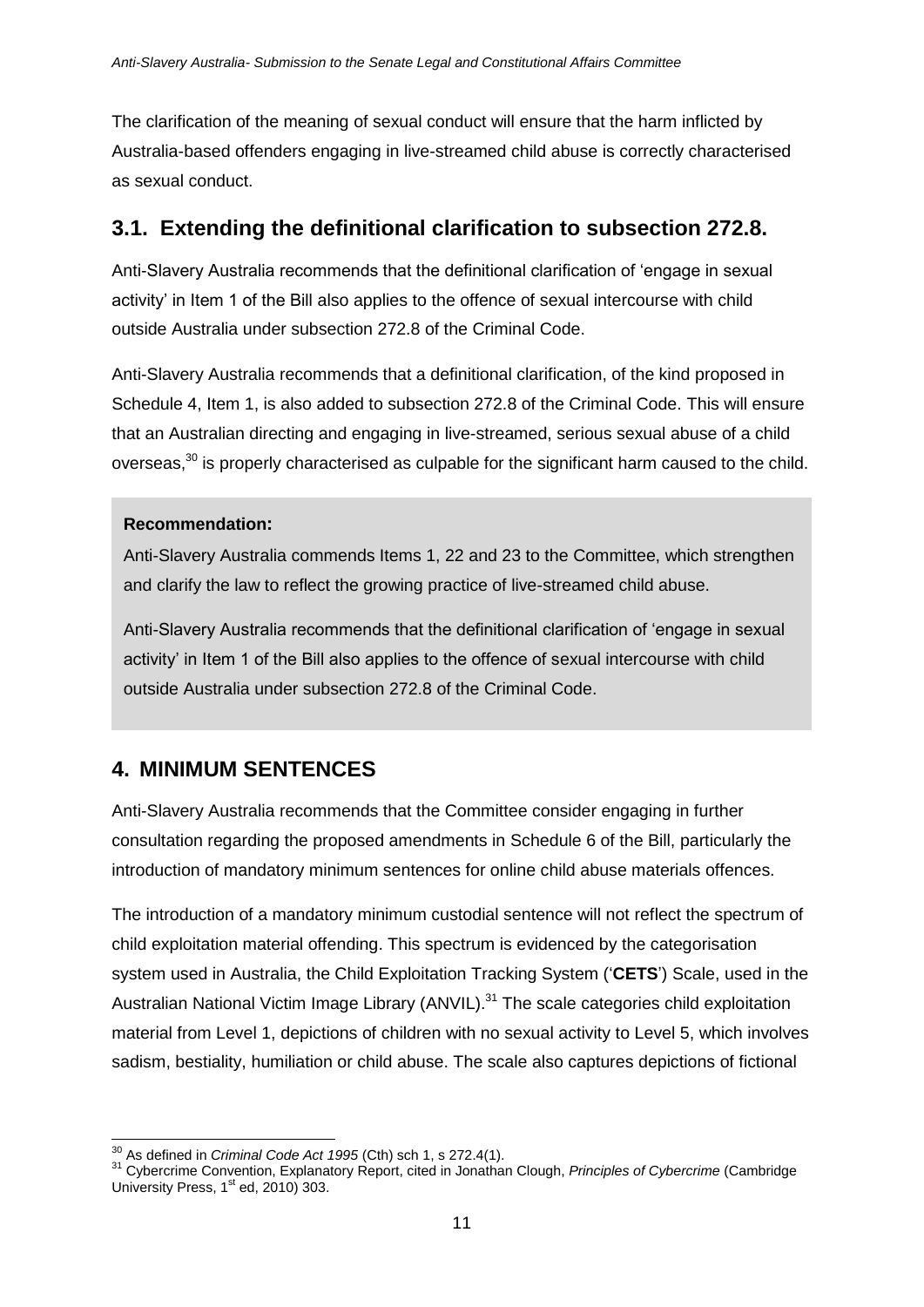The clarification of the meaning of sexual conduct will ensure that the harm inflicted by Australia-based offenders engaging in live-streamed child abuse is correctly characterised as sexual conduct.

## 3.1. Extending the definitional clarification to subsection 272.8.

Anti-Slavery Australia recommends that the definitional clarification of 'engage in sexual activity' in Item 1 of the Bill also applies to the offence of sexual intercourse with child outside Australia under subsection 272.8 of the Criminal Code.

Anti-Slavery Australia recommends that a definitional clarification, of the kind proposed in Schedule 4, Item 1, is also added to subsection 272.8 of the Criminal Code. This will ensure that an Australian directing and engaging in live-streamed, serious sexual abuse of a child overseas,[30] is properly characterised as culpable for the significant harm caused to the child.

> **Recommendation:**
>
> Anti-Slavery Australia commends Items 1, 22 and 23 to the Committee, which strengthen and clarify the law to reflect the growing practice of live-streamed child abuse.
>
> Anti-Slavery Australia recommends that the definitional clarification of 'engage in sexual activity' in Item 1 of the Bill also applies to the offence of sexual intercourse with child outside Australia under subsection 272.8 of the Criminal Code.

## 4. MINIMUM SENTENCES

Anti-Slavery Australia recommends that the Committee consider engaging in further consultation regarding the proposed amendments in Schedule 6 of the Bill, particularly the introduction of mandatory minimum sentences for online child abuse materials offences.

The introduction of a mandatory minimum custodial sentence will not reflect the spectrum of child exploitation material offending. This spectrum is evidenced by the categorisation system used in Australia, the Child Exploitation Tracking System ('**CETS**') Scale, used in the Australian National Victim Image Library (ANVIL).[31] The scale categories child exploitation material from Level 1, depictions of children with no sexual activity to Level 5, which involves sadism, bestiality, humiliation or child abuse. The scale also captures depictions of fictional

---

[30] As defined in *Criminal Code Act 1995* (Cth) sch 1, s 272.4(1).

[31] Cybercrime Convention, Explanatory Report, cited in Jonathan Clough, *Principles of Cybercrime* (Cambridge University Press, 1st ed, 2010) 303.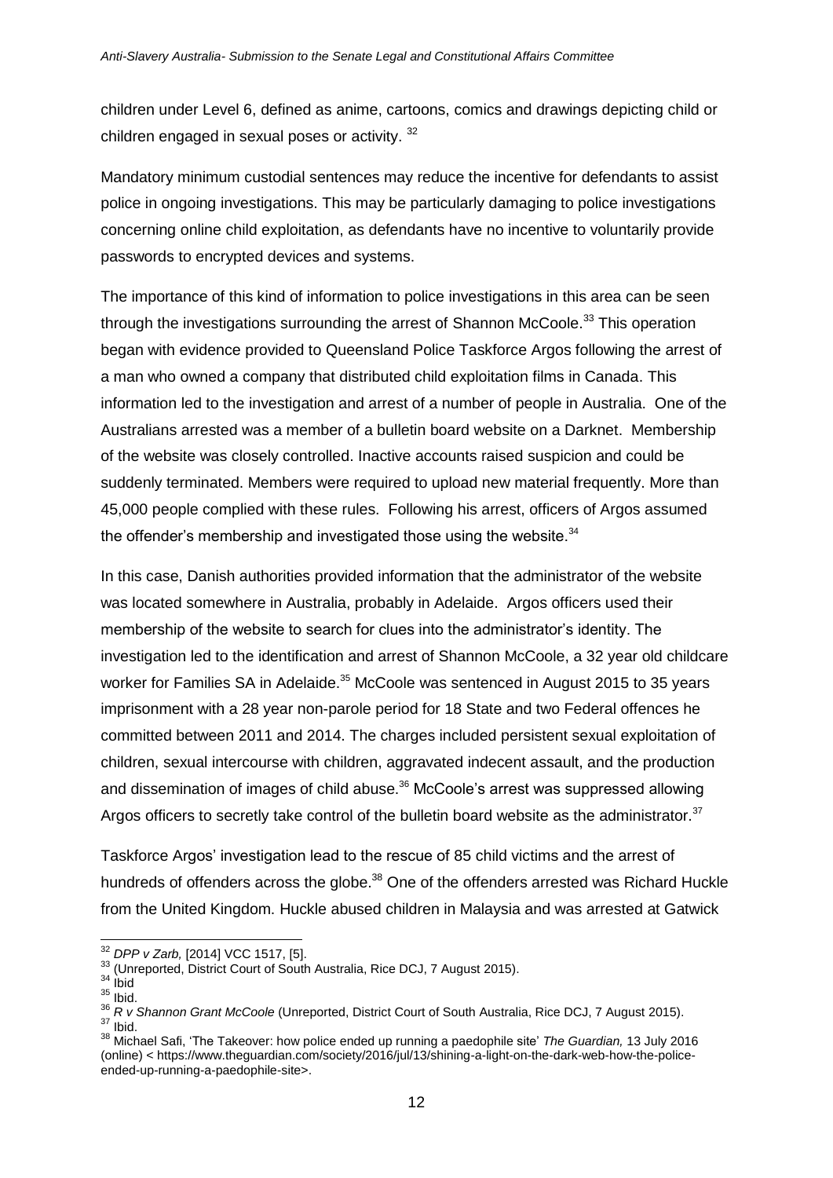children under Level 6, defined as anime, cartoons, comics and drawings depicting child or children engaged in sexual poses or activity. [32]

Mandatory minimum custodial sentences may reduce the incentive for defendants to assist police in ongoing investigations. This may be particularly damaging to police investigations concerning online child exploitation, as defendants have no incentive to voluntarily provide passwords to encrypted devices and systems.

The importance of this kind of information to police investigations in this area can be seen through the investigations surrounding the arrest of Shannon McCoole.[33] This operation began with evidence provided to Queensland Police Taskforce Argos following the arrest of a man who owned a company that distributed child exploitation films in Canada. This information led to the investigation and arrest of a number of people in Australia. One of the Australians arrested was a member of a bulletin board website on a Darknet. Membership of the website was closely controlled. Inactive accounts raised suspicion and could be suddenly terminated. Members were required to upload new material frequently. More than 45,000 people complied with these rules. Following his arrest, officers of Argos assumed the offender's membership and investigated those using the website.[34]

In this case, Danish authorities provided information that the administrator of the website was located somewhere in Australia, probably in Adelaide. Argos officers used their membership of the website to search for clues into the administrator's identity. The investigation led to the identification and arrest of Shannon McCoole, a 32 year old childcare worker for Families SA in Adelaide.[35] McCoole was sentenced in August 2015 to 35 years imprisonment with a 28 year non-parole period for 18 State and two Federal offences he committed between 2011 and 2014. The charges included persistent sexual exploitation of children, sexual intercourse with children, aggravated indecent assault, and the production and dissemination of images of child abuse.[36] McCoole's arrest was suppressed allowing Argos officers to secretly take control of the bulletin board website as the administrator.[37]

Taskforce Argos' investigation lead to the rescue of 85 child victims and the arrest of hundreds of offenders across the globe.[38] One of the offenders arrested was Richard Huckle from the United Kingdom. Huckle abused children in Malaysia and was arrested at Gatwick

---

[32] *DPP v Zarb,* [2014] VCC 1517, [5].
[33] (Unreported, District Court of South Australia, Rice DCJ, 7 August 2015).
[34] Ibid
[35] Ibid.
[36] *R v Shannon Grant McCoole* (Unreported, District Court of South Australia, Rice DCJ, 7 August 2015).
[37] Ibid.
[38] Michael Safi, 'The Takeover: how police ended up running a paedophile site' *The Guardian,* 13 July 2016 (online) < https://www.theguardian.com/society/2016/jul/13/shining-a-light-on-the-dark-web-how-the-police-ended-up-running-a-paedophile-site>.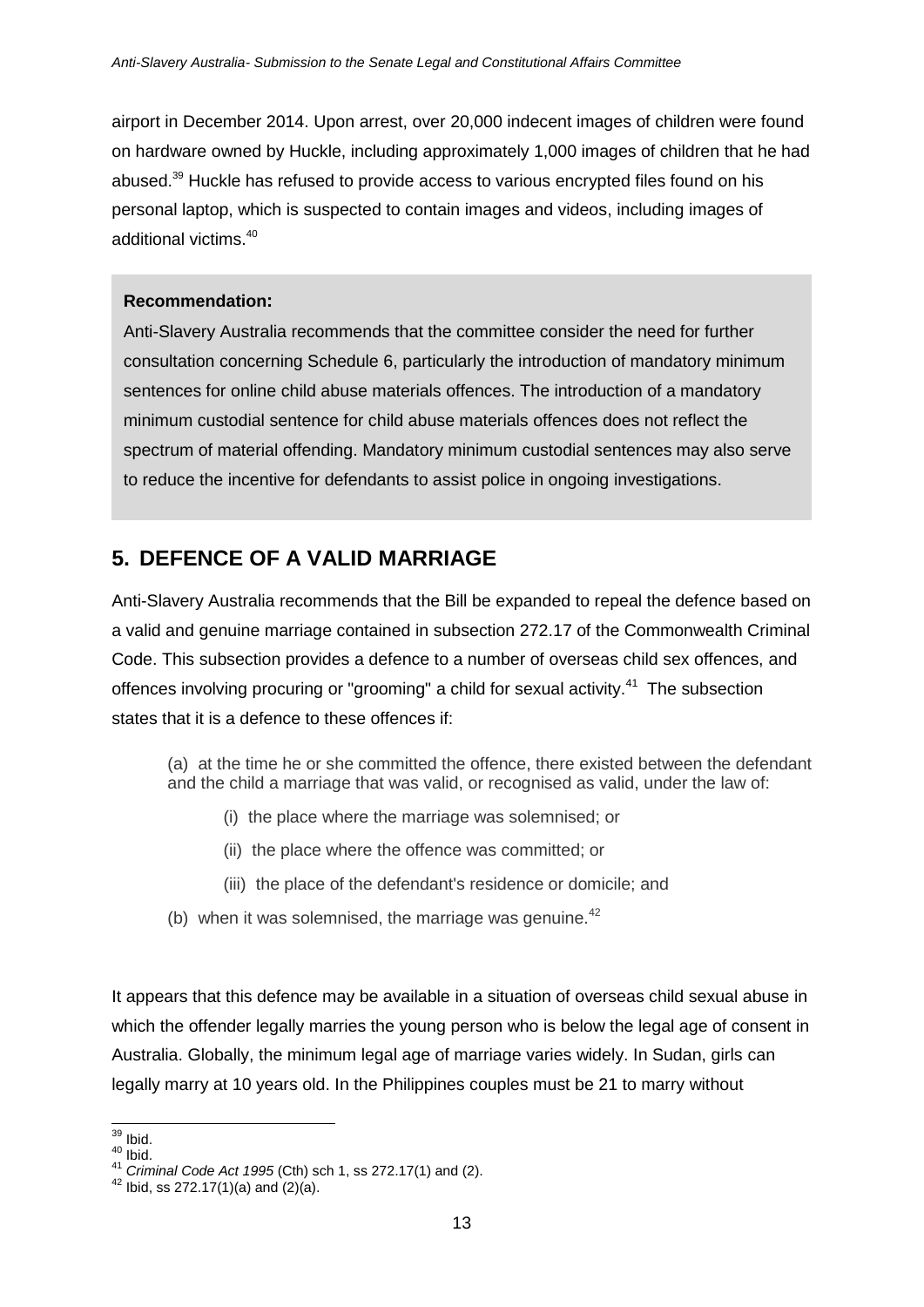airport in December 2014. Upon arrest, over 20,000 indecent images of children were found on hardware owned by Huckle, including approximately 1,000 images of children that he had abused.[39] Huckle has refused to provide access to various encrypted files found on his personal laptop, which is suspected to contain images and videos, including images of additional victims.[40]

> **Recommendation:**
>
> Anti-Slavery Australia recommends that the committee consider the need for further consultation concerning Schedule 6, particularly the introduction of mandatory minimum sentences for online child abuse materials offences. The introduction of a mandatory minimum custodial sentence for child abuse materials offences does not reflect the spectrum of material offending. Mandatory minimum custodial sentences may also serve to reduce the incentive for defendants to assist police in ongoing investigations.

## 5. DEFENCE OF A VALID MARRIAGE

Anti-Slavery Australia recommends that the Bill be expanded to repeal the defence based on a valid and genuine marriage contained in subsection 272.17 of the Commonwealth Criminal Code. This subsection provides a defence to a number of overseas child sex offences, and offences involving procuring or "grooming" a child for sexual activity.[41] The subsection states that it is a defence to these offences if:

> (a) at the time he or she committed the offence, there existed between the defendant and the child a marriage that was valid, or recognised as valid, under the law of:
>
> (i) the place where the marriage was solemnised; or
>
> (ii) the place where the offence was committed; or
>
> (iii) the place of the defendant's residence or domicile; and
>
> (b) when it was solemnised, the marriage was genuine.[42]

It appears that this defence may be available in a situation of overseas child sexual abuse in which the offender legally marries the young person who is below the legal age of consent in Australia. Globally, the minimum legal age of marriage varies widely. In Sudan, girls can legally marry at 10 years old. In the Philippines couples must be 21 to marry without

---

[39] Ibid.

[40] Ibid.

[41] *Criminal Code Act 1995* (Cth) sch 1, ss 272.17(1) and (2).

[42] Ibid, ss 272.17(1)(a) and (2)(a).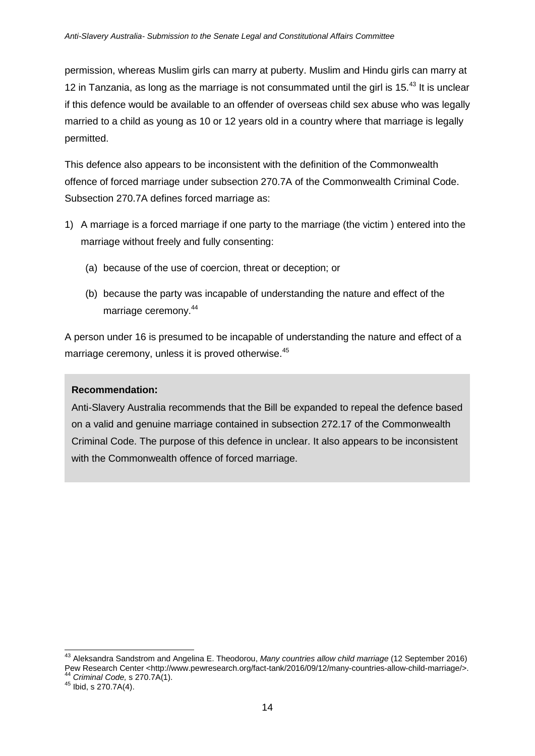permission, whereas Muslim girls can marry at puberty. Muslim and Hindu girls can marry at 12 in Tanzania, as long as the marriage is not consummated until the girl is 15.[43] It is unclear if this defence would be available to an offender of overseas child sex abuse who was legally married to a child as young as 10 or 12 years old in a country where that marriage is legally permitted.

This defence also appears to be inconsistent with the definition of the Commonwealth offence of forced marriage under subsection 270.7A of the Commonwealth Criminal Code. Subsection 270.7A defines forced marriage as:

1) A marriage is a forced marriage if one party to the marriage (the victim ) entered into the marriage without freely and fully consenting:

   (a) because of the use of coercion, threat or deception; or

   (b) because the party was incapable of understanding the nature and effect of the marriage ceremony.[44]

A person under 16 is presumed to be incapable of understanding the nature and effect of a marriage ceremony, unless it is proved otherwise.[45]

**Recommendation:**

Anti-Slavery Australia recommends that the Bill be expanded to repeal the defence based on a valid and genuine marriage contained in subsection 272.17 of the Commonwealth Criminal Code. The purpose of this defence in unclear. It also appears to be inconsistent with the Commonwealth offence of forced marriage.

---

[43] Aleksandra Sandstrom and Angelina E. Theodorou, *Many countries allow child marriage* (12 September 2016) Pew Research Center <http://www.pewresearch.org/fact-tank/2016/09/12/many-countries-allow-child-marriage/>.

[44] *Criminal Code,* s 270.7A(1).

[45] Ibid, s 270.7A(4).